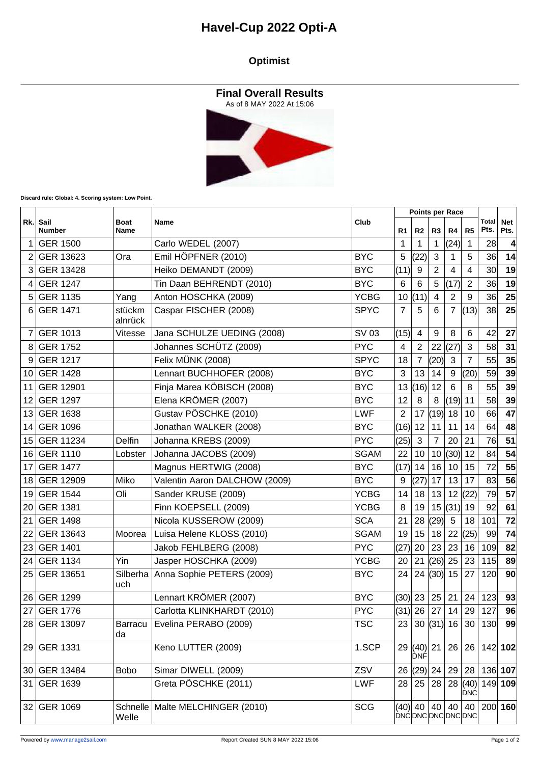# Havel-Cup 2022 Opti-A

## Optimist

### Final Overall Results

As of 8 MAY 2022 At 15:06

**Discard rule: Global: 4. Scoring system: Low Point.**

| Rk. | Sail Number | Boat Name | Name | Club | Points per Race | | | | | Total Pts. | Net Pts. |
|---|---|---|---|---|---|---|---|---|---|---|---|
| | | | | | R1 | R2 | R3 | R4 | R5 | | |
| 1 | GER 1500 | | Carlo WEDEL (2007) | | 1 | 1 | 1 | (24) | 1 | 28 | **4** |
| 2 | GER 13623 | Ora | Emil HÖPFNER (2010) | BYC | 5 | (22) | 3 | 1 | 5 | 36 | **14** |
| 3 | GER 13428 | | Heiko DEMANDT (2009) | BYC | (11) | 9 | 2 | 4 | 4 | 30 | **19** |
| 4 | GER 1247 | | Tin Daan BEHRENDT (2010) | BYC | 6 | 6 | 5 | (17) | 2 | 36 | **19** |
| 5 | GER 1135 | Yang | Anton HOSCHKA (2009) | YCBG | 10 | (11) | 4 | 2 | 9 | 36 | **25** |
| 6 | GER 1471 | stückm alnrück | Caspar FISCHER (2008) | SPYC | 7 | 5 | 6 | 7 | (13) | 38 | **25** |
| 7 | GER 1013 | Vitesse | Jana SCHULZE UEDING (2008) | SV 03 | (15) | 4 | 9 | 8 | 6 | 42 | **27** |
| 8 | GER 1752 | | Johannes SCHÜTZ (2009) | PYC | 4 | 2 | 22 | (27) | 3 | 58 | **31** |
| 9 | GER 1217 | | Felix MÜNK (2008) | SPYC | 18 | 7 | (20) | 3 | 7 | 55 | **35** |
| 10 | GER 1428 | | Lennart BUCHHOFER (2008) | BYC | 3 | 13 | 14 | 9 | (20) | 59 | **39** |
| 11 | GER 12901 | | Finja Marea KÖBISCH (2008) | BYC | 13 | (16) | 12 | 6 | 8 | 55 | **39** |
| 12 | GER 1297 | | Elena KRÖMER (2007) | BYC | 12 | 8 | 8 | (19) | 11 | 58 | **39** |
| 13 | GER 1638 | | Gustav PÖSCHKE (2010) | LWF | 2 | 17 | (19) | 18 | 10 | 66 | **47** |
| 14 | GER 1096 | | Jonathan WALKER (2008) | BYC | (16) | 12 | 11 | 11 | 14 | 64 | **48** |
| 15 | GER 11234 | Delfin | Johanna KREBS (2009) | PYC | (25) | 3 | 7 | 20 | 21 | 76 | **51** |
| 16 | GER 1110 | Lobster | Johanna JACOBS (2009) | SGAM | 22 | 10 | 10 | (30) | 12 | 84 | **54** |
| 17 | GER 1477 | | Magnus HERTWIG (2008) | BYC | (17) | 14 | 16 | 10 | 15 | 72 | **55** |
| 18 | GER 12909 | Miko | Valentin Aaron DALCHOW (2009) | BYC | 9 | (27) | 17 | 13 | 17 | 83 | **56** |
| 19 | GER 1544 | Oli | Sander KRUSE (2009) | YCBG | 14 | 18 | 13 | 12 | (22) | 79 | **57** |
| 20 | GER 1381 | | Finn KOEPSELL (2009) | YCBG | 8 | 19 | 15 | (31) | 19 | 92 | **61** |
| 21 | GER 1498 | | Nicola KUSSEROW (2009) | SCA | 21 | 28 | (29) | 5 | 18 | 101 | **72** |
| 22 | GER 13643 | Moorea | Luisa Helene KLOSS (2010) | SGAM | 19 | 15 | 18 | 22 | (25) | 99 | **74** |
| 23 | GER 1401 | | Jakob FEHLBERG (2008) | PYC | (27) | 20 | 23 | 23 | 16 | 109 | **82** |
| 24 | GER 1134 | Yin | Jasper HOSCHKA (2009) | YCBG | 20 | 21 | (26) | 25 | 23 | 115 | **89** |
| 25 | GER 13651 | Silberha uch | Anna Sophie PETERS (2009) | BYC | 24 | 24 | (30) | 15 | 27 | 120 | **90** |
| 26 | GER 1299 | | Lennart KRÖMER (2007) | BYC | (30) | 23 | 25 | 21 | 24 | 123 | **93** |
| 27 | GER 1776 | | Carlotta KLINKHARDT (2010) | PYC | (31) | 26 | 27 | 14 | 29 | 127 | **96** |
| 28 | GER 13097 | Barracu da | Evelina PERABO (2009) | TSC | 23 | 30 | (31) | 16 | 30 | 130 | **99** |
| 29 | GER 1331 | | Keno LUTTER (2009) | 1.SCP | 29 | (40) DNF | 21 | 26 | 26 | 142 | **102** |
| 30 | GER 13484 | Bobo | Simar DIWELL (2009) | ZSV | 26 | (29) | 24 | 29 | 28 | 136 | **107** |
| 31 | GER 1639 | | Greta PÖSCHKE (2011) | LWF | 28 | 25 | 28 | 28 | (40) DNC | 149 | **109** |
| 32 | GER 1069 | Schnelle Welle | Malte MELCHINGER (2010) | SCG | (40) DNC | 40 DNC | 40 DNC | 40 DNC | 40 DNC | 200 | **160** |

Powered by www.manage2sail.com

Report Created SUN 8 MAY 2022 15:06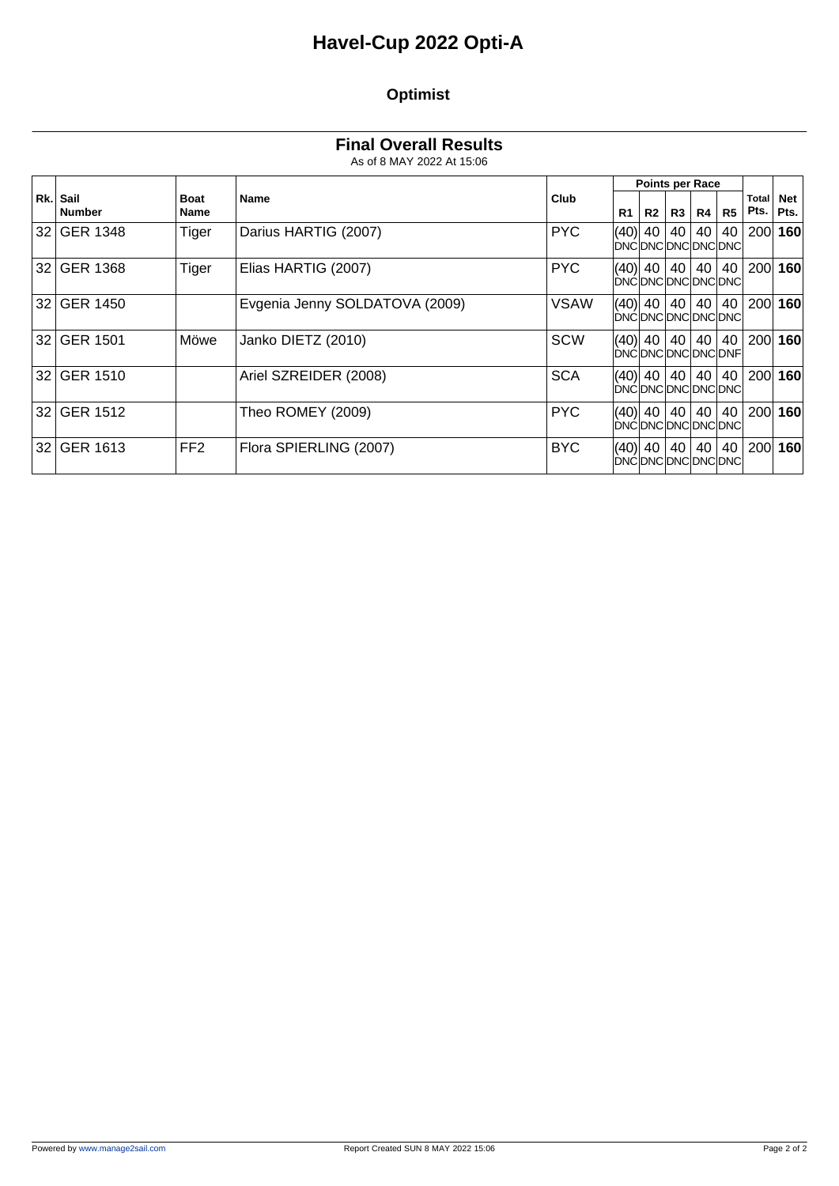# Havel-Cup 2022 Opti-A

## Optimist

### Final Overall Results

As of 8 MAY 2022 At 15:06

| Rk. | Sail Number | Boat Name | Name | Club | Points per Race | | | | | Total Pts. | Net Pts. |
|---|---|---|---|---|---|---|---|---|---|---|---|
| | | | | | R1 | R2 | R3 | R4 | R5 | | |
| 32 | GER 1348 | Tiger | Darius HARTIG (2007) | PYC | (40) DNC | 40 DNC | 40 DNC | 40 DNC | 40 DNC | 200 | **160** |
| 32 | GER 1368 | Tiger | Elias HARTIG (2007) | PYC | (40) DNC | 40 DNC | 40 DNC | 40 DNC | 40 DNC | 200 | **160** |
| 32 | GER 1450 | | Evgenia Jenny SOLDATOVA (2009) | VSAW | (40) DNC | 40 DNC | 40 DNC | 40 DNC | 40 DNC | 200 | **160** |
| 32 | GER 1501 | Möwe | Janko DIETZ (2010) | SCW | (40) DNC | 40 DNC | 40 DNC | 40 DNC | 40 DNF | 200 | **160** |
| 32 | GER 1510 | | Ariel SZREIDER (2008) | SCA | (40) DNC | 40 DNC | 40 DNC | 40 DNC | 40 DNC | 200 | **160** |
| 32 | GER 1512 | | Theo ROMEY (2009) | PYC | (40) DNC | 40 DNC | 40 DNC | 40 DNC | 40 DNC | 200 | **160** |
| 32 | GER 1613 | FF2 | Flora SPIERLING (2007) | BYC | (40) DNC | 40 DNC | 40 DNC | 40 DNC | 40 DNC | 200 | **160** |

Powered by www.manage2sail.com

Report Created SUN 8 MAY 2022 15:06